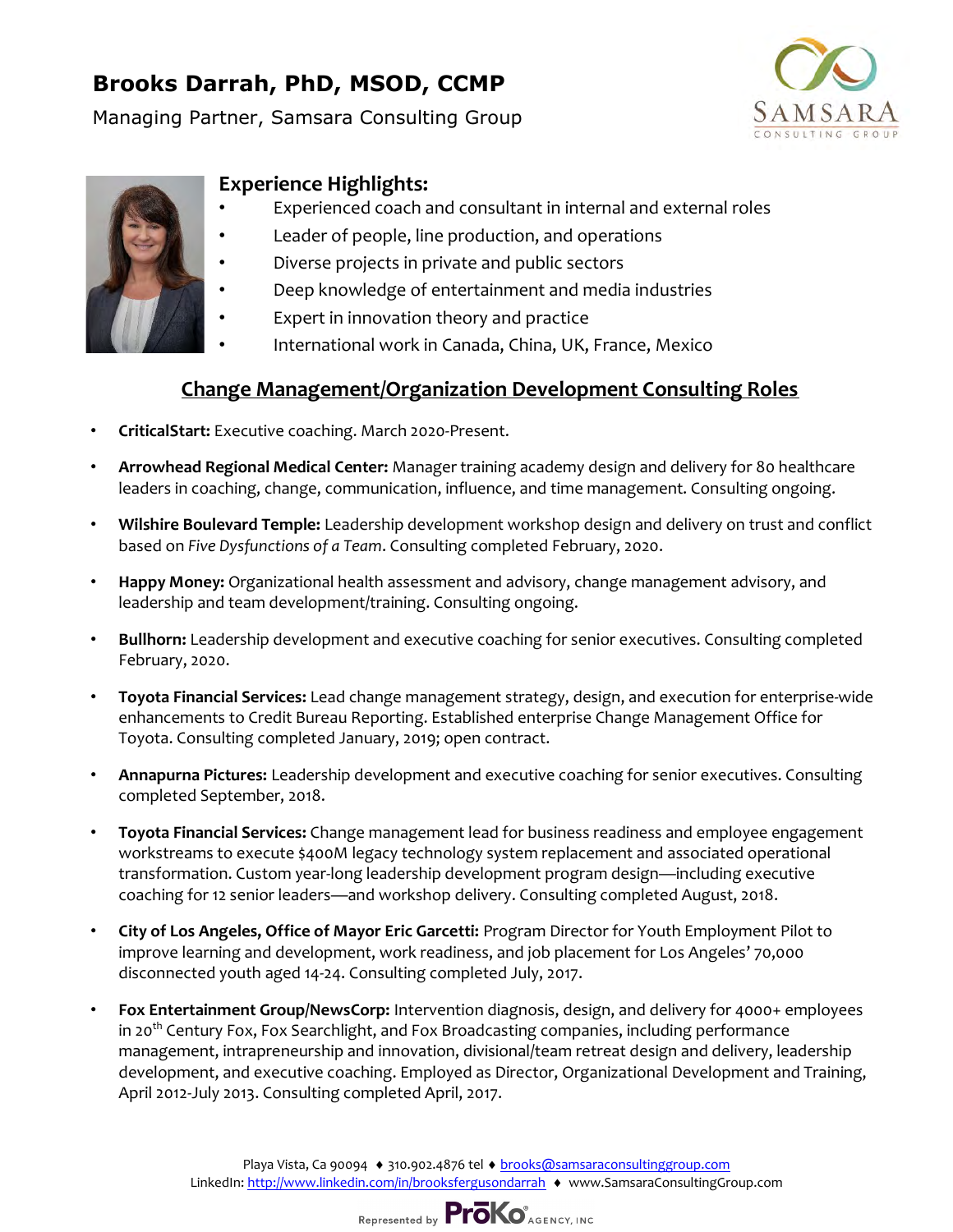# Brooks Darrah, PhD, MSOD, CCMP

Managing Partner, Samsara Consulting Group

SAMSARA CONSULTING GROUP

## Experience Highlights:

- Experienced coach and consultant in internal and external roles
- Leader of people, line production, and operations
- Diverse projects in private and public sectors
- Deep knowledge of entertainment and media industries
- Expert in innovation theory and practice
- International work in Canada, China, UK, France, Mexico

## Change Management/Organization Development Consulting Roles

- **CriticalStart:** Executive coaching. March 2020-Present.
- **Arrowhead Regional Medical Center:** Manager training academy design and delivery for 80 healthcare leaders in coaching, change, communication, influence, and time management. Consulting ongoing.
- **Wilshire Boulevard Temple:** Leadership development workshop design and delivery on trust and conflict based on *Five Dysfunctions of a Team*. Consulting completed February, 2020.
- **Happy Money:** Organizational health assessment and advisory, change management advisory, and leadership and team development/training. Consulting ongoing.
- **Bullhorn:** Leadership development and executive coaching for senior executives. Consulting completed February, 2020.
- **Toyota Financial Services:** Lead change management strategy, design, and execution for enterprise-wide enhancements to Credit Bureau Reporting. Established enterprise Change Management Office for Toyota. Consulting completed January, 2019; open contract.
- **Annapurna Pictures:** Leadership development and executive coaching for senior executives. Consulting completed September, 2018.
- **Toyota Financial Services:** Change management lead for business readiness and employee engagement workstreams to execute $400M legacy technology system replacement and associated operational transformation. Custom year-long leadership development program design—including executive coaching for 12 senior leaders—and workshop delivery. Consulting completed August, 2018.
- **City of Los Angeles, Office of Mayor Eric Garcetti:** Program Director for Youth Employment Pilot to improve learning and development, work readiness, and job placement for Los Angeles' 70,000 disconnected youth aged 14-24. Consulting completed July, 2017.
- **Fox Entertainment Group/NewsCorp:** Intervention diagnosis, design, and delivery for 4000+ employees in 20th Century Fox, Fox Searchlight, and Fox Broadcasting companies, including performance management, intrapreneurship and innovation, divisional/team retreat design and delivery, leadership development, and executive coaching. Employed as Director, Organizational Development and Training, April 2012-July 2013. Consulting completed April, 2017.

Playa Vista, Ca 90094 ♦ 310.902.4876 tel ♦ brooks@samsaraconsultinggroup.com
LinkedIn: http://www.linkedin.com/in/brooksfergusondarrah ♦ www.SamsaraConsultingGroup.com

Represented by PrōKo AGENCY, INC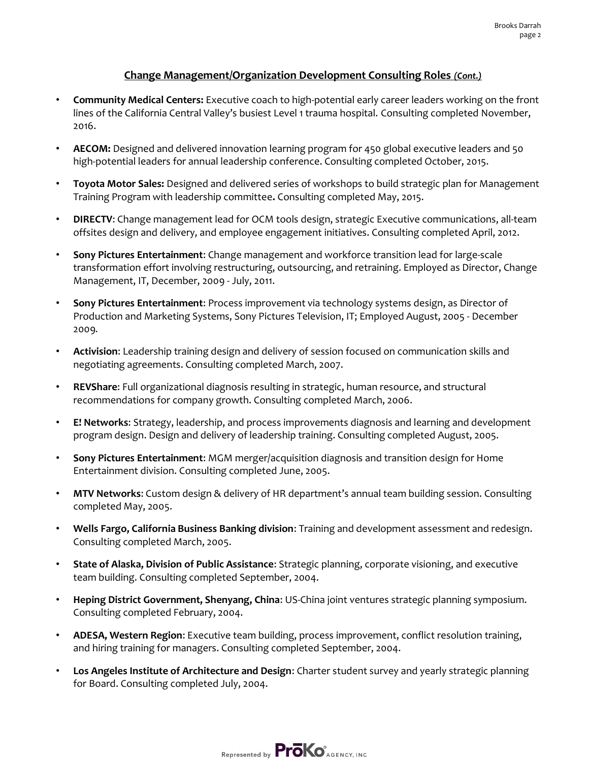## Change Management/Organization Development Consulting Roles *(Cont.)*

- **Community Medical Centers:** Executive coach to high-potential early career leaders working on the front lines of the California Central Valley's busiest Level 1 trauma hospital. Consulting completed November, 2016.

- **AECOM:** Designed and delivered innovation learning program for 450 global executive leaders and 50 high-potential leaders for annual leadership conference. Consulting completed October, 2015.

- **Toyota Motor Sales:** Designed and delivered series of workshops to build strategic plan for Management Training Program with leadership committee**.** Consulting completed May, 2015.

- **DIRECTV**: Change management lead for OCM tools design, strategic Executive communications, all-team offsites design and delivery, and employee engagement initiatives. Consulting completed April, 2012.

- **Sony Pictures Entertainment**: Change management and workforce transition lead for large-scale transformation effort involving restructuring, outsourcing, and retraining. Employed as Director, Change Management, IT, December, 2009 - July, 2011.

- **Sony Pictures Entertainment**: Process improvement via technology systems design, as Director of Production and Marketing Systems, Sony Pictures Television, IT; Employed August, 2005 - December 2009*.*

- **Activision**: Leadership training design and delivery of session focused on communication skills and negotiating agreements. Consulting completed March, 2007.

- **REVShare**: Full organizational diagnosis resulting in strategic, human resource, and structural recommendations for company growth. Consulting completed March, 2006.

- **E! Networks**: Strategy, leadership, and process improvements diagnosis and learning and development program design. Design and delivery of leadership training. Consulting completed August, 2005.

- **Sony Pictures Entertainment**: MGM merger/acquisition diagnosis and transition design for Home Entertainment division. Consulting completed June, 2005.

- **MTV Networks**: Custom design & delivery of HR department's annual team building session. Consulting completed May, 2005.

- **Wells Fargo, California Business Banking division**: Training and development assessment and redesign. Consulting completed March, 2005.

- **State of Alaska, Division of Public Assistance**: Strategic planning, corporate visioning, and executive team building. Consulting completed September, 2004.

- **Heping District Government, Shenyang, China**: US-China joint ventures strategic planning symposium. Consulting completed February, 2004.

- **ADESA, Western Region**: Executive team building, process improvement, conflict resolution training, and hiring training for managers. Consulting completed September, 2004.

- **Los Angeles Institute of Architecture and Design**: Charter student survey and yearly strategic planning for Board. Consulting completed July, 2004.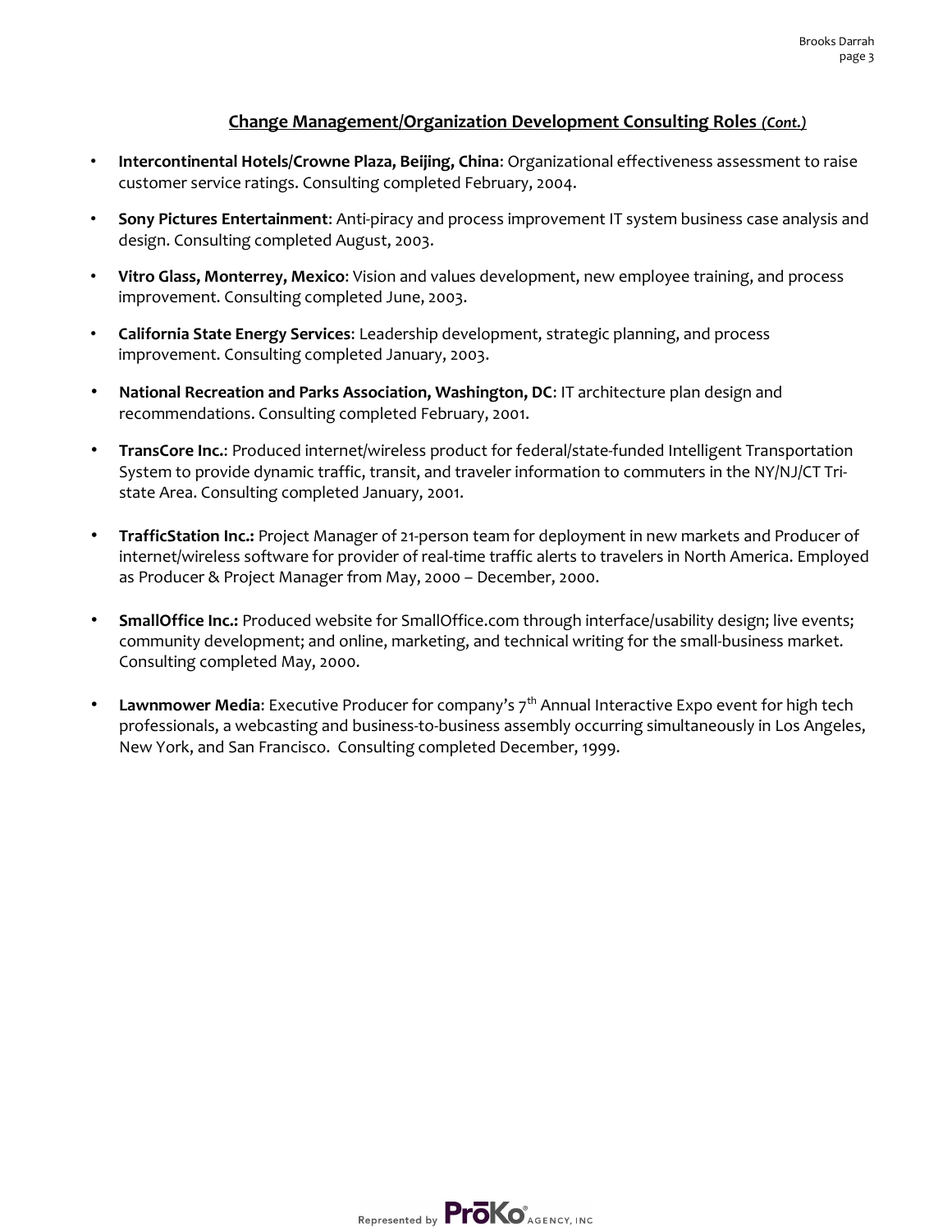## Change Management/Organization Development Consulting Roles *(Cont.)*

- **Intercontinental Hotels/Crowne Plaza, Beijing, China**: Organizational effectiveness assessment to raise customer service ratings. Consulting completed February, 2004.

- **Sony Pictures Entertainment**: Anti-piracy and process improvement IT system business case analysis and design. Consulting completed August, 2003.

- **Vitro Glass, Monterrey, Mexico**: Vision and values development, new employee training, and process improvement. Consulting completed June, 2003.

- **California State Energy Services**: Leadership development, strategic planning, and process improvement. Consulting completed January, 2003.

- **National Recreation and Parks Association, Washington, DC**: IT architecture plan design and recommendations. Consulting completed February, 2001.

- **TransCore Inc.**: Produced internet/wireless product for federal/state-funded Intelligent Transportation System to provide dynamic traffic, transit, and traveler information to commuters in the NY/NJ/CT Tri-state Area. Consulting completed January, 2001.

- **TrafficStation Inc.:** Project Manager of 21-person team for deployment in new markets and Producer of internet/wireless software for provider of real-time traffic alerts to travelers in North America. Employed as Producer & Project Manager from May, 2000 – December, 2000.

- **SmallOffice Inc.:** Produced website for SmallOffice.com through interface/usability design; live events; community development; and online, marketing, and technical writing for the small-business market. Consulting completed May, 2000.

- **Lawnmower Media**: Executive Producer for company's 7th Annual Interactive Expo event for high tech professionals, a webcasting and business-to-business assembly occurring simultaneously in Los Angeles, New York, and San Francisco. Consulting completed December, 1999.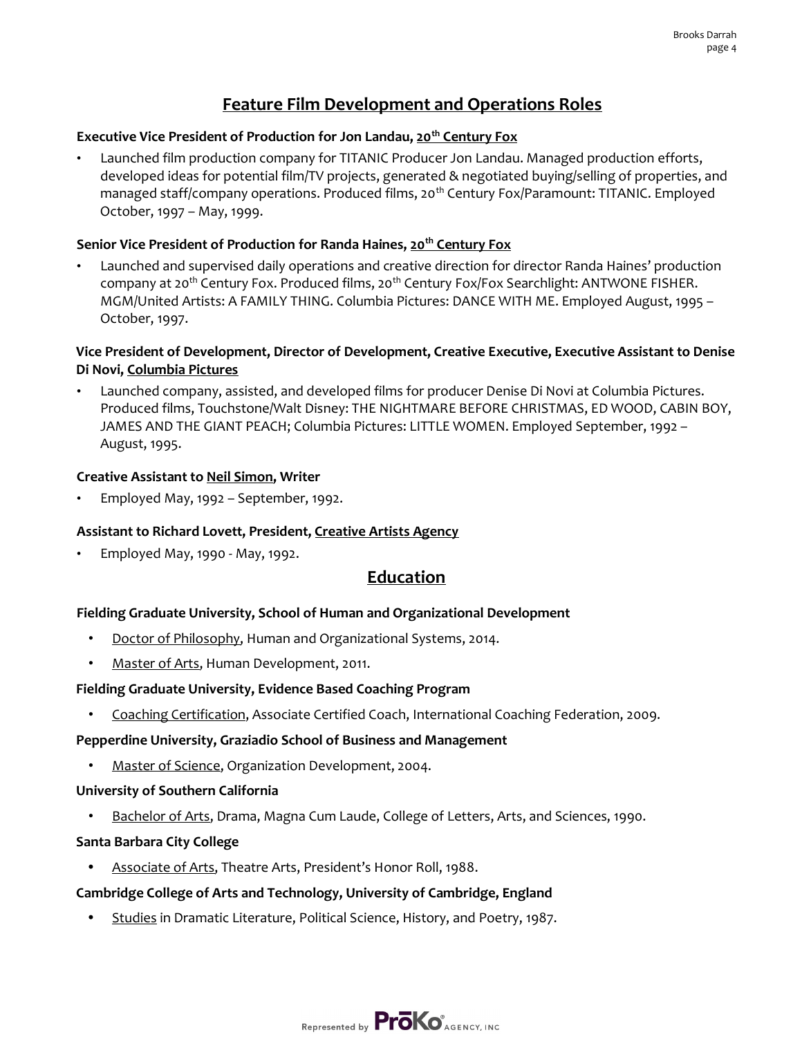## Feature Film Development and Operations Roles

**Executive Vice President of Production for Jon Landau, 20th Century Fox**

- Launched film production company for TITANIC Producer Jon Landau. Managed production efforts, developed ideas for potential film/TV projects, generated & negotiated buying/selling of properties, and managed staff/company operations. Produced films, 20th Century Fox/Paramount: TITANIC. Employed October, 1997 – May, 1999.

**Senior Vice President of Production for Randa Haines, 20th Century Fox**

- Launched and supervised daily operations and creative direction for director Randa Haines' production company at 20th Century Fox. Produced films, 20th Century Fox/Fox Searchlight: ANTWONE FISHER. MGM/United Artists: A FAMILY THING. Columbia Pictures: DANCE WITH ME. Employed August, 1995 – October, 1997.

**Vice President of Development, Director of Development, Creative Executive, Executive Assistant to Denise Di Novi, Columbia Pictures**

- Launched company, assisted, and developed films for producer Denise Di Novi at Columbia Pictures. Produced films, Touchstone/Walt Disney: THE NIGHTMARE BEFORE CHRISTMAS, ED WOOD, CABIN BOY, JAMES AND THE GIANT PEACH; Columbia Pictures: LITTLE WOMEN. Employed September, 1992 – August, 1995.

**Creative Assistant to Neil Simon, Writer**

- Employed May, 1992 – September, 1992.

**Assistant to Richard Lovett, President, Creative Artists Agency**

- Employed May, 1990 - May, 1992.

## Education

**Fielding Graduate University, School of Human and Organizational Development**

- Doctor of Philosophy, Human and Organizational Systems, 2014.
- Master of Arts, Human Development, 2011.

**Fielding Graduate University, Evidence Based Coaching Program**

- Coaching Certification, Associate Certified Coach, International Coaching Federation, 2009.

**Pepperdine University, Graziadio School of Business and Management**

- Master of Science, Organization Development, 2004.

**University of Southern California**

- Bachelor of Arts, Drama, Magna Cum Laude, College of Letters, Arts, and Sciences, 1990.

**Santa Barbara City College**

- Associate of Arts, Theatre Arts, President's Honor Roll, 1988.

**Cambridge College of Arts and Technology, University of Cambridge, England**

- Studies in Dramatic Literature, Political Science, History, and Poetry, 1987.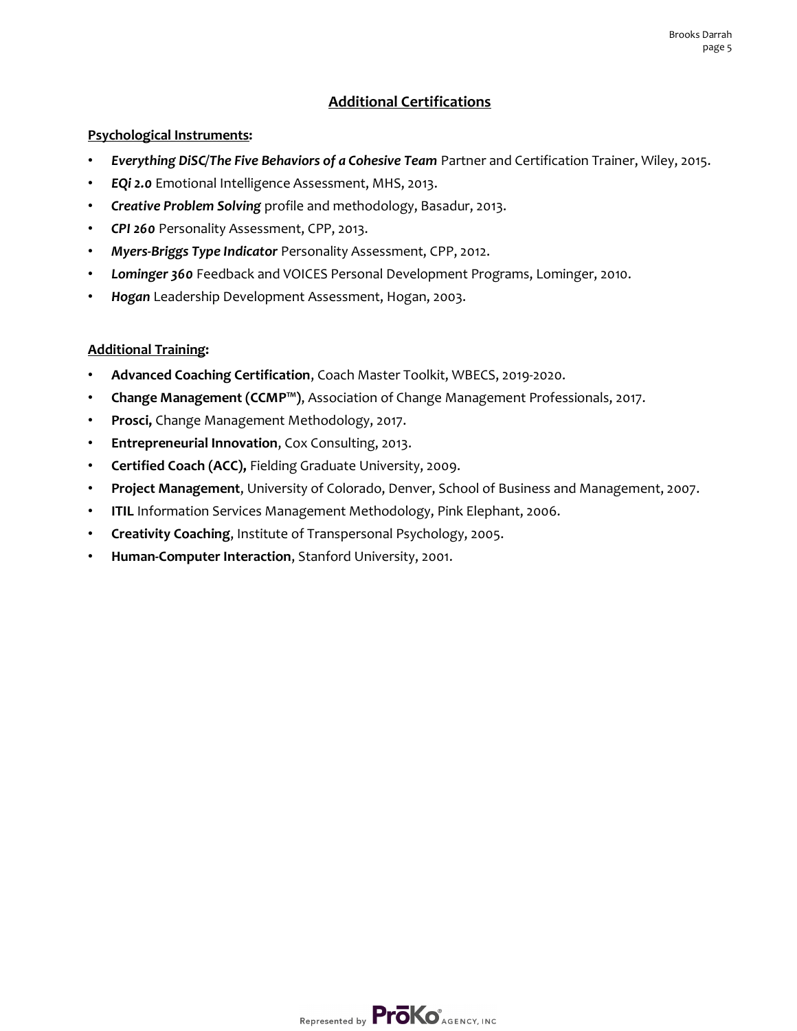## Additional Certifications

**Psychological Instruments:**

- ***Everything DiSC/The Five Behaviors of a Cohesive Team*** Partner and Certification Trainer, Wiley, 2015.
- ***EQi 2.0*** Emotional Intelligence Assessment, MHS, 2013.
- ***Creative Problem Solving*** profile and methodology, Basadur, 2013.
- ***CPI 260*** Personality Assessment, CPP, 2013.
- ***Myers-Briggs Type Indicator*** Personality Assessment, CPP, 2012.
- ***Lominger 360*** Feedback and VOICES Personal Development Programs, Lominger, 2010.
- ***Hogan*** Leadership Development Assessment, Hogan, 2003.

**Additional Training:**

- **Advanced Coaching Certification**, Coach Master Toolkit, WBECS, 2019-2020.
- **Change Management (CCMP™)**, Association of Change Management Professionals, 2017.
- **Prosci,** Change Management Methodology, 2017.
- **Entrepreneurial Innovation**, Cox Consulting, 2013.
- **Certified Coach (ACC),** Fielding Graduate University, 2009.
- **Project Management**, University of Colorado, Denver, School of Business and Management, 2007.
- **ITIL** Information Services Management Methodology, Pink Elephant, 2006.
- **Creativity Coaching**, Institute of Transpersonal Psychology, 2005.
- **Human-Computer Interaction**, Stanford University, 2001.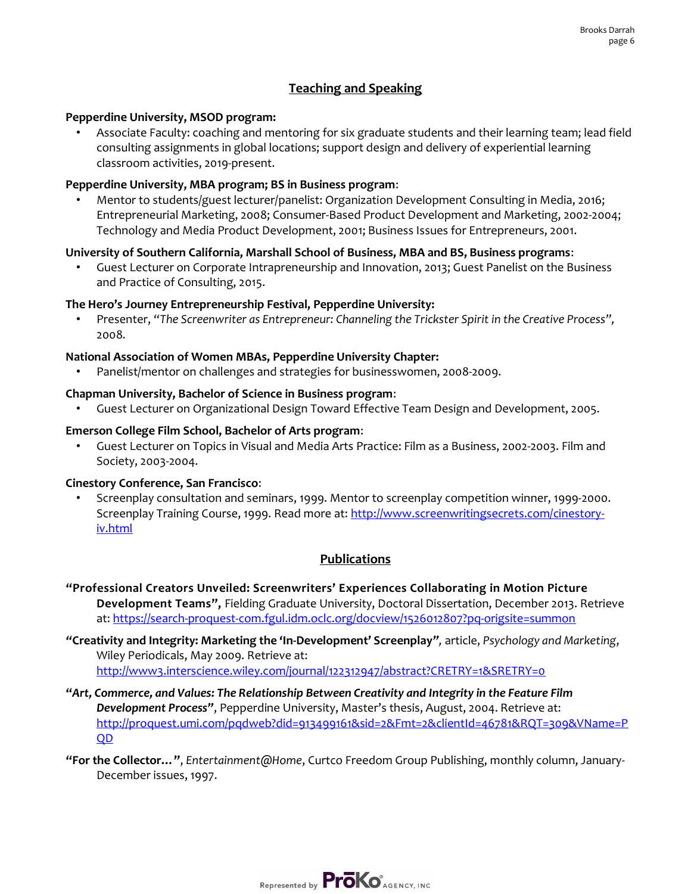## Teaching and Speaking

**Pepperdine University, MSOD program:**

- Associate Faculty: coaching and mentoring for six graduate students and their learning team; lead field consulting assignments in global locations; support design and delivery of experiential learning classroom activities, 2019-present.

**Pepperdine University, MBA program; BS in Business program**:

- Mentor to students/guest lecturer/panelist: Organization Development Consulting in Media, 2016; Entrepreneurial Marketing, 2008; Consumer-Based Product Development and Marketing, 2002-2004; Technology and Media Product Development, 2001; Business Issues for Entrepreneurs, 2001.

**University of Southern California, Marshall School of Business, MBA and BS, Business programs**:

- Guest Lecturer on Corporate Intrapreneurship and Innovation, 2013; Guest Panelist on the Business and Practice of Consulting, 2015.

**The Hero's Journey Entrepreneurship Festival, Pepperdine University:**

- Presenter, *"The Screenwriter as Entrepreneur: Channeling the Trickster Spirit in the Creative Process"*, 2008.

**National Association of Women MBAs, Pepperdine University Chapter:**

- Panelist/mentor on challenges and strategies for businesswomen, 2008-2009.

**Chapman University, Bachelor of Science in Business program**:

- Guest Lecturer on Organizational Design Toward Effective Team Design and Development, 2005.

**Emerson College Film School, Bachelor of Arts program**:

- Guest Lecturer on Topics in Visual and Media Arts Practice: Film as a Business, 2002-2003. Film and Society, 2003-2004.

**Cinestory Conference, San Francisco**:

- Screenplay consultation and seminars, 1999. Mentor to screenplay competition winner, 1999-2000. Screenplay Training Course, 1999. Read more at: http://www.screenwritingsecrets.com/cinestory-iv.html

## Publications

**"Professional Creators Unveiled: Screenwriters' Experiences Collaborating in Motion Picture Development Teams",** Fielding Graduate University, Doctoral Dissertation, December 2013. Retrieve at: https://search-proquest-com.fgul.idm.oclc.org/docview/1526012807?pq-origsite=summon

**"Creativity and Integrity: Marketing the 'In-Development' Screenplay"**, article, *Psychology and Marketing*, Wiley Periodicals, May 2009. Retrieve at: http://www3.interscience.wiley.com/journal/122312947/abstract?CRETRY=1&SRETRY=0

***"Art, Commerce, and Values: The Relationship Between Creativity and Integrity in the Feature Film Development Process"***, Pepperdine University, Master's thesis, August, 2004. Retrieve at: http://proquest.umi.com/pqdweb?did=913499161&sid=2&Fmt=2&clientId=46781&RQT=309&VName=PQD

***"For the Collector…"***, *Entertainment@Home*, Curtco Freedom Group Publishing, monthly column, January-December issues, 1997.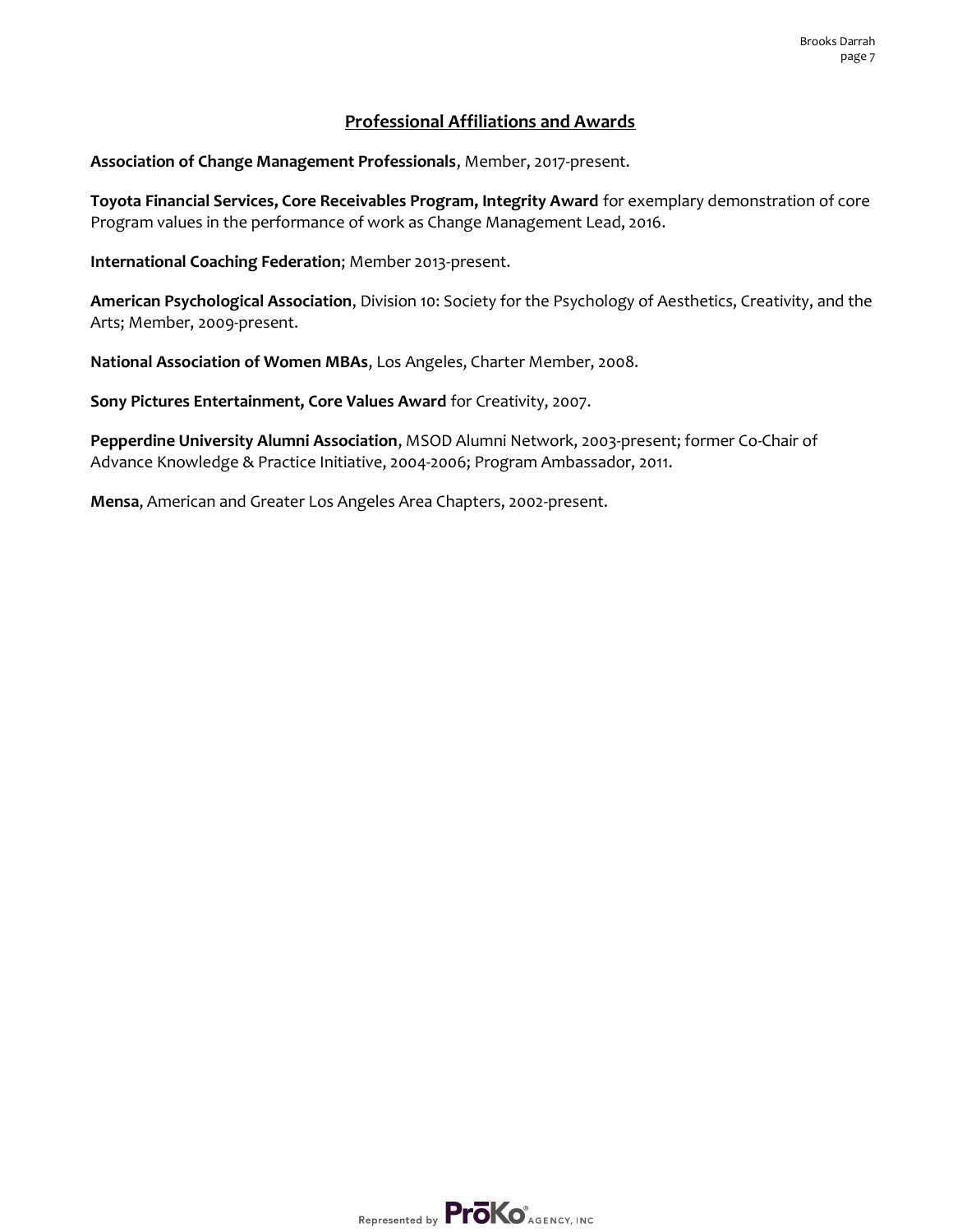## Professional Affiliations and Awards

**Association of Change Management Professionals**, Member, 2017-present.

**Toyota Financial Services, Core Receivables Program, Integrity Award** for exemplary demonstration of core Program values in the performance of work as Change Management Lead, 2016.

**International Coaching Federation**; Member 2013-present.

**American Psychological Association**, Division 10: Society for the Psychology of Aesthetics, Creativity, and the Arts; Member, 2009-present.

**National Association of Women MBAs**, Los Angeles, Charter Member, 2008.

**Sony Pictures Entertainment, Core Values Award** for Creativity, 2007.

**Pepperdine University Alumni Association**, MSOD Alumni Network, 2003-present; former Co-Chair of Advance Knowledge & Practice Initiative, 2004-2006; Program Ambassador, 2011.

**Mensa**, American and Greater Los Angeles Area Chapters, 2002-present.